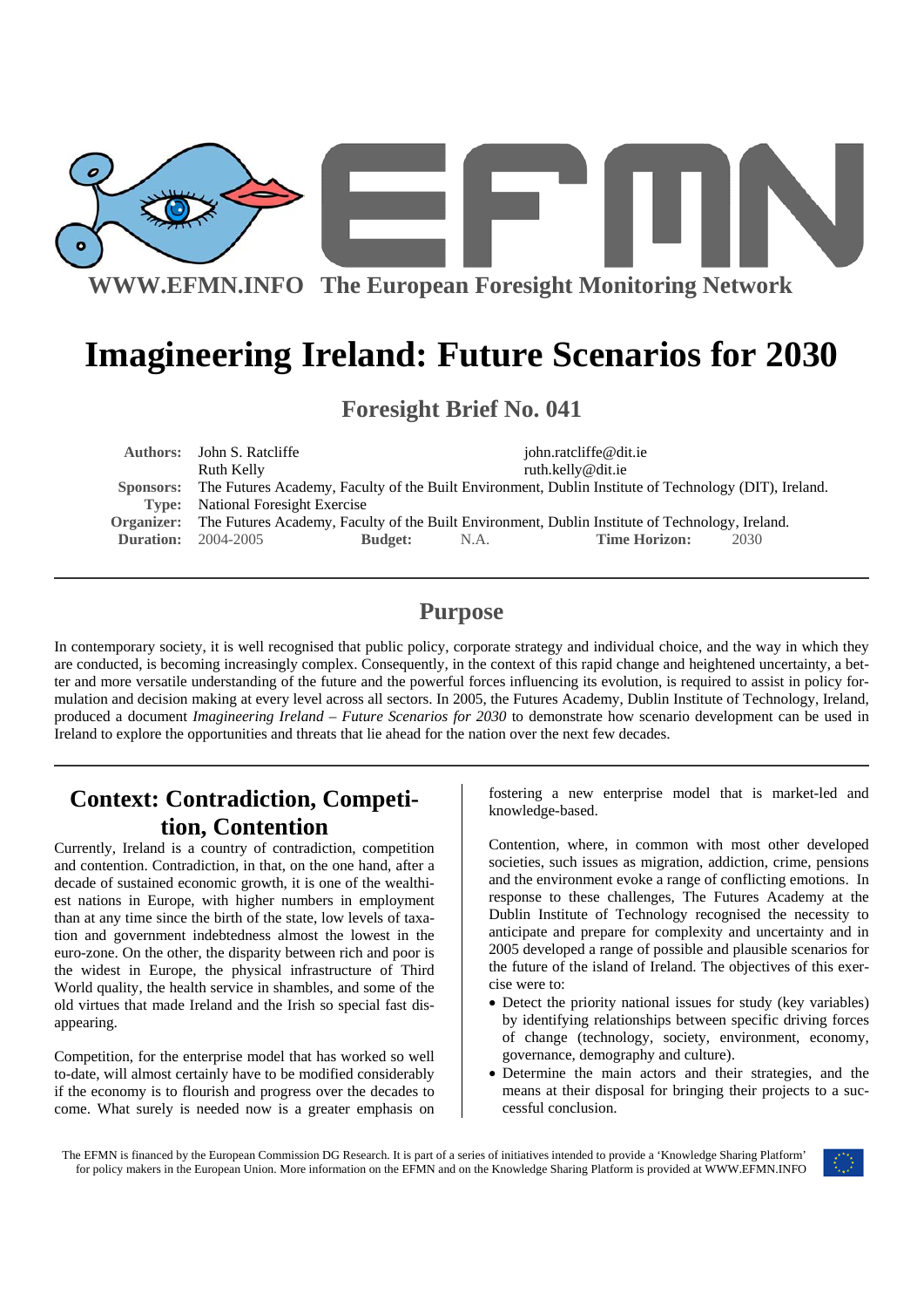WWW.EFMN.INFO The European Foresight Monitoring Network

# Imagineering Ireland: Future Scenarios for 2030

## Foresight Brief No. 041

| | | | | | |
|---|---|---|---|---|---|
| **Authors:** | John S. Ratcliffe | | john.ratcliffe@dit.ie | | |
| | Ruth Kelly | | ruth.kelly@dit.ie | | |
| **Sponsors:** | The Futures Academy, Faculty of the Built Environment, Dublin Institute of Technology (DIT), Ireland. | | | | |
| **Type:** | National Foresight Exercise | | | | |
| **Organizer:** | The Futures Academy, Faculty of the Built Environment, Dublin Institute of Technology, Ireland. | | | | |
| **Duration:** | 2004-2005 | **Budget:** | N.A. | **Time Horizon:** | 2030 |

## Purpose

In contemporary society, it is well recognised that public policy, corporate strategy and individual choice, and the way in which they are conducted, is becoming increasingly complex. Consequently, in the context of this rapid change and heightened uncertainty, a better and more versatile understanding of the future and the powerful forces influencing its evolution, is required to assist in policy formulation and decision making at every level across all sectors. In 2005, the Futures Academy, Dublin Institute of Technology, Ireland, produced a document *Imagineering Ireland – Future Scenarios for 2030* to demonstrate how scenario development can be used in Ireland to explore the opportunities and threats that lie ahead for the nation over the next few decades.

## Context: Contradiction, Competition, Contention

Currently, Ireland is a country of contradiction, competition and contention. Contradiction, in that, on the one hand, after a decade of sustained economic growth, it is one of the wealthiest nations in Europe, with higher numbers in employment than at any time since the birth of the state, low levels of taxation and government indebtedness almost the lowest in the euro-zone. On the other, the disparity between rich and poor is the widest in Europe, the physical infrastructure of Third World quality, the health service in shambles, and some of the old virtues that made Ireland and the Irish so special fast disappearing.

Competition, for the enterprise model that has worked so well to-date, will almost certainly have to be modified considerably if the economy is to flourish and progress over the decades to come. What surely is needed now is a greater emphasis on fostering a new enterprise model that is market-led and knowledge-based.

Contention, where, in common with most other developed societies, such issues as migration, addiction, crime, pensions and the environment evoke a range of conflicting emotions. In response to these challenges, The Futures Academy at the Dublin Institute of Technology recognised the necessity to anticipate and prepare for complexity and uncertainty and in 2005 developed a range of possible and plausible scenarios for the future of the island of Ireland. The objectives of this exercise were to:

- Detect the priority national issues for study (key variables) by identifying relationships between specific driving forces of change (technology, society, environment, economy, governance, demography and culture).
- Determine the main actors and their strategies, and the means at their disposal for bringing their projects to a successful conclusion.

The EFMN is financed by the European Commission DG Research. It is part of a series of initiatives intended to provide a 'Knowledge Sharing Platform' for policy makers in the European Union. More information on the EFMN and on the Knowledge Sharing Platform is provided at WWW.EFMN.INFO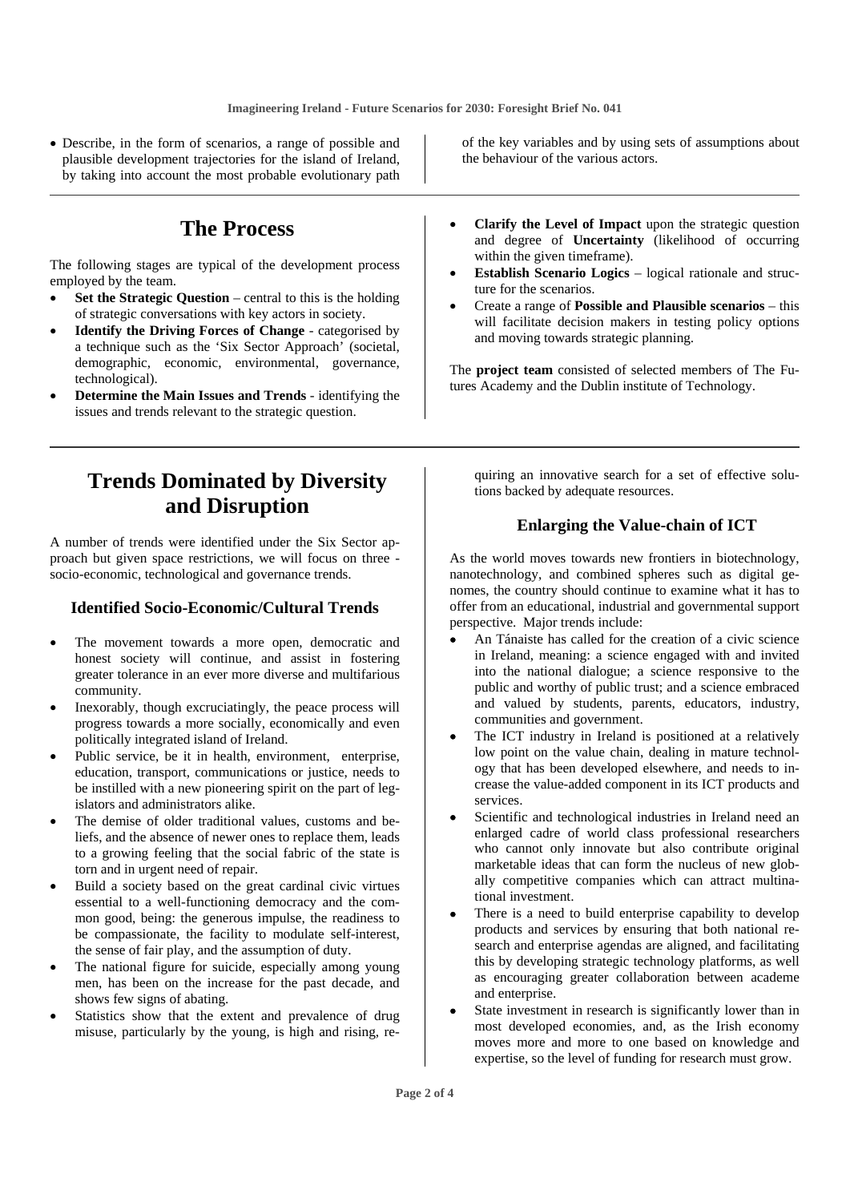- Describe, in the form of scenarios, a range of possible and plausible development trajectories for the island of Ireland, by taking into account the most probable evolutionary path of the key variables and by using sets of assumptions about the behaviour of the various actors.

## The Process

The following stages are typical of the development process employed by the team.

- **Set the Strategic Question** – central to this is the holding of strategic conversations with key actors in society.
- **Identify the Driving Forces of Change** - categorised by a technique such as the 'Six Sector Approach' (societal, demographic, economic, environmental, governance, technological).
- **Determine the Main Issues and Trends** - identifying the issues and trends relevant to the strategic question.
- **Clarify the Level of Impact** upon the strategic question and degree of **Uncertainty** (likelihood of occurring within the given timeframe).
- **Establish Scenario Logics** – logical rationale and structure for the scenarios.
- Create a range of **Possible and Plausible scenarios** – this will facilitate decision makers in testing policy options and moving towards strategic planning.

The **project team** consisted of selected members of The Futures Academy and the Dublin institute of Technology.

## Trends Dominated by Diversity and Disruption

A number of trends were identified under the Six Sector approach but given space restrictions, we will focus on three - socio-economic, technological and governance trends.

### Identified Socio-Economic/Cultural Trends

- The movement towards a more open, democratic and honest society will continue, and assist in fostering greater tolerance in an ever more diverse and multifarious community.
- Inexorably, though excruciatingly, the peace process will progress towards a more socially, economically and even politically integrated island of Ireland.
- Public service, be it in health, environment, enterprise, education, transport, communications or justice, needs to be instilled with a new pioneering spirit on the part of legislators and administrators alike.
- The demise of older traditional values, customs and beliefs, and the absence of newer ones to replace them, leads to a growing feeling that the social fabric of the state is torn and in urgent need of repair.
- Build a society based on the great cardinal civic virtues essential to a well-functioning democracy and the common good, being: the generous impulse, the readiness to be compassionate, the facility to modulate self-interest, the sense of fair play, and the assumption of duty.
- The national figure for suicide, especially among young men, has been on the increase for the past decade, and shows few signs of abating.
- Statistics show that the extent and prevalence of drug misuse, particularly by the young, is high and rising, requiring an innovative search for a set of effective solutions backed by adequate resources.

### Enlarging the Value-chain of ICT

As the world moves towards new frontiers in biotechnology, nanotechnology, and combined spheres such as digital genomes, the country should continue to examine what it has to offer from an educational, industrial and governmental support perspective. Major trends include:

- An Tánaiste has called for the creation of a civic science in Ireland, meaning: a science engaged with and invited into the national dialogue; a science responsive to the public and worthy of public trust; and a science embraced and valued by students, parents, educators, industry, communities and government.
- The ICT industry in Ireland is positioned at a relatively low point on the value chain, dealing in mature technology that has been developed elsewhere, and needs to increase the value-added component in its ICT products and services.
- Scientific and technological industries in Ireland need an enlarged cadre of world class professional researchers who cannot only innovate but also contribute original marketable ideas that can form the nucleus of new globally competitive companies which can attract multinational investment.
- There is a need to build enterprise capability to develop products and services by ensuring that both national research and enterprise agendas are aligned, and facilitating this by developing strategic technology platforms, as well as encouraging greater collaboration between academe and enterprise.
- State investment in research is significantly lower than in most developed economies, and, as the Irish economy moves more and more to one based on knowledge and expertise, so the level of funding for research must grow.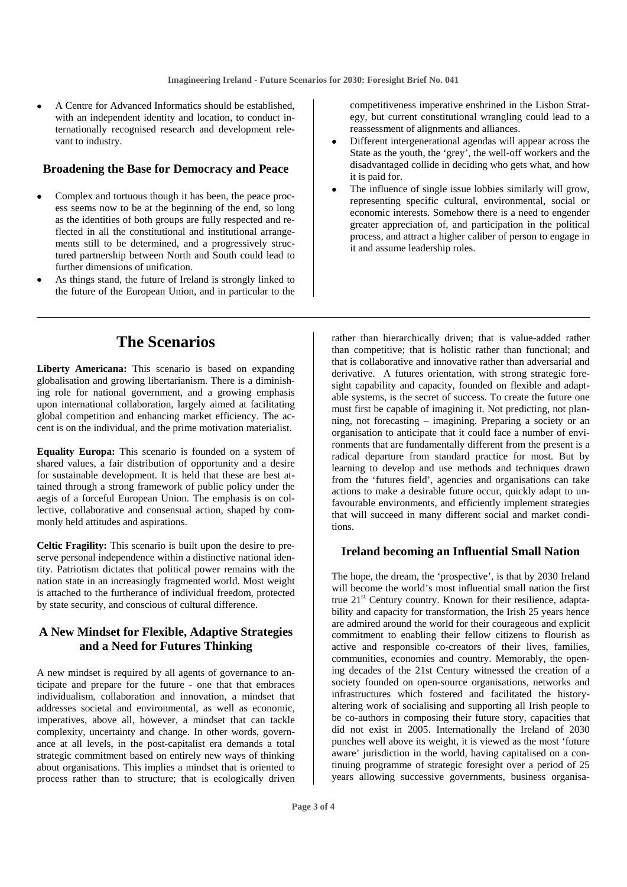- A Centre for Advanced Informatics should be established, with an independent identity and location, to conduct internationally recognised research and development relevant to industry.

### Broadening the Base for Democracy and Peace

- Complex and tortuous though it has been, the peace process seems now to be at the beginning of the end, so long as the identities of both groups are fully respected and reflected in all the constitutional and institutional arrangements still to be determined, and a progressively structured partnership between North and South could lead to further dimensions of unification.
- As things stand, the future of Ireland is strongly linked to the future of the European Union, and in particular to the competitiveness imperative enshrined in the Lisbon Strategy, but current constitutional wrangling could lead to a reassessment of alignments and alliances.
- Different intergenerational agendas will appear across the State as the youth, the 'grey', the well-off workers and the disadvantaged collide in deciding who gets what, and how it is paid for.
- The influence of single issue lobbies similarly will grow, representing specific cultural, environmental, social or economic interests. Somehow there is a need to engender greater appreciation of, and participation in the political process, and attract a higher caliber of person to engage in it and assume leadership roles.

## The Scenarios

**Liberty Americana:** This scenario is based on expanding globalisation and growing libertarianism. There is a diminishing role for national government, and a growing emphasis upon international collaboration, largely aimed at facilitating global competition and enhancing market efficiency. The accent is on the individual, and the prime motivation materialist.

**Equality Europa:** This scenario is founded on a system of shared values, a fair distribution of opportunity and a desire for sustainable development. It is held that these are best attained through a strong framework of public policy under the aegis of a forceful European Union. The emphasis is on collective, collaborative and consensual action, shaped by commonly held attitudes and aspirations.

**Celtic Fragility:** This scenario is built upon the desire to preserve personal independence within a distinctive national identity. Patriotism dictates that political power remains with the nation state in an increasingly fragmented world. Most weight is attached to the furtherance of individual freedom, protected by state security, and conscious of cultural difference.

### A New Mindset for Flexible, Adaptive Strategies and a Need for Futures Thinking

A new mindset is required by all agents of governance to anticipate and prepare for the future - one that that embraces individualism, collaboration and innovation, a mindset that addresses societal and environmental, as well as economic, imperatives, above all, however, a mindset that can tackle complexity, uncertainty and change. In other words, governance at all levels, in the post-capitalist era demands a total strategic commitment based on entirely new ways of thinking about organisations. This implies a mindset that is oriented to process rather than to structure; that is ecologically driven rather than hierarchically driven; that is value-added rather than competitive; that is holistic rather than functional; and that is collaborative and innovative rather than adversarial and derivative. A futures orientation, with strong strategic foresight capability and capacity, founded on flexible and adaptable systems, is the secret of success. To create the future one must first be capable of imagining it. Not predicting, not planning, not forecasting – imagining. Preparing a society or an organisation to anticipate that it could face a number of environments that are fundamentally different from the present is a radical departure from standard practice for most. But by learning to develop and use methods and techniques drawn from the 'futures field', agencies and organisations can take actions to make a desirable future occur, quickly adapt to unfavourable environments, and efficiently implement strategies that will succeed in many different social and market conditions.

### Ireland becoming an Influential Small Nation

The hope, the dream, the 'prospective', is that by 2030 Ireland will become the world's most influential small nation the first true 21st Century country. Known for their resilience, adaptability and capacity for transformation, the Irish 25 years hence are admired around the world for their courageous and explicit commitment to enabling their fellow citizens to flourish as active and responsible co-creators of their lives, families, communities, economies and country. Memorably, the opening decades of the 21st Century witnessed the creation of a society founded on open-source organisations, networks and infrastructures which fostered and facilitated the history-altering work of socialising and supporting all Irish people to be co-authors in composing their future story, capacities that did not exist in 2005. Internationally the Ireland of 2030 punches well above its weight, it is viewed as the most 'future aware' jurisdiction in the world, having capitalised on a continuing programme of strategic foresight over a period of 25 years allowing successive governments, business organisa-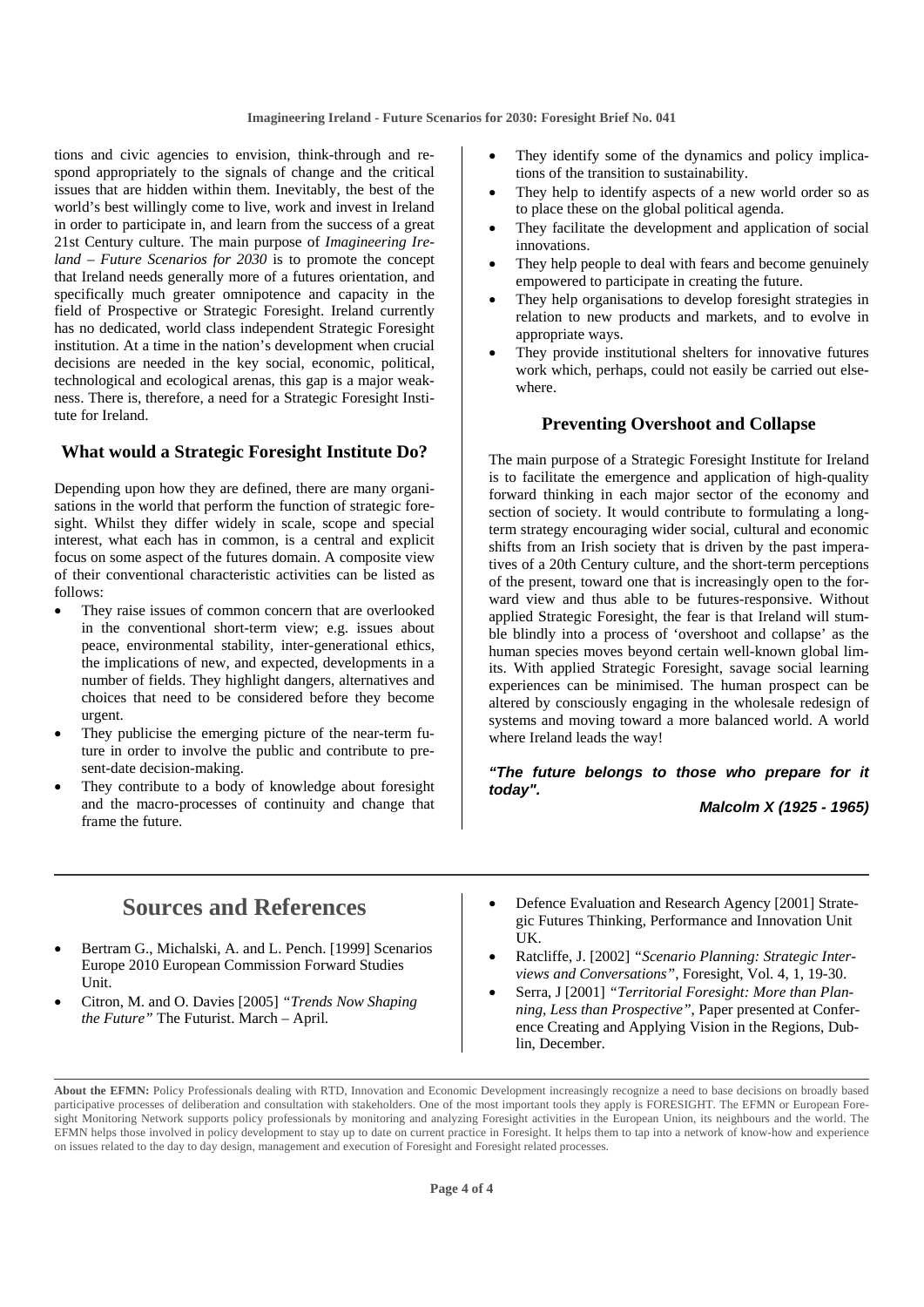tions and civic agencies to envision, think-through and respond appropriately to the signals of change and the critical issues that are hidden within them. Inevitably, the best of the world's best willingly come to live, work and invest in Ireland in order to participate in, and learn from the success of a great 21st Century culture. The main purpose of *Imagineering Ireland – Future Scenarios for 2030* is to promote the concept that Ireland needs generally more of a futures orientation, and specifically much greater omnipotence and capacity in the field of Prospective or Strategic Foresight. Ireland currently has no dedicated, world class independent Strategic Foresight institution. At a time in the nation's development when crucial decisions are needed in the key social, economic, political, technological and ecological arenas, this gap is a major weakness. There is, therefore, a need for a Strategic Foresight Institute for Ireland.

### What would a Strategic Foresight Institute Do?

Depending upon how they are defined, there are many organisations in the world that perform the function of strategic foresight. Whilst they differ widely in scale, scope and special interest, what each has in common, is a central and explicit focus on some aspect of the futures domain. A composite view of their conventional characteristic activities can be listed as follows:

- They raise issues of common concern that are overlooked in the conventional short-term view; e.g. issues about peace, environmental stability, inter-generational ethics, the implications of new, and expected, developments in a number of fields. They highlight dangers, alternatives and choices that need to be considered before they become urgent.
- They publicise the emerging picture of the near-term future in order to involve the public and contribute to present-date decision-making.
- They contribute to a body of knowledge about foresight and the macro-processes of continuity and change that frame the future.
- They identify some of the dynamics and policy implications of the transition to sustainability.
- They help to identify aspects of a new world order so as to place these on the global political agenda.
- They facilitate the development and application of social innovations.
- They help people to deal with fears and become genuinely empowered to participate in creating the future.
- They help organisations to develop foresight strategies in relation to new products and markets, and to evolve in appropriate ways.
- They provide institutional shelters for innovative futures work which, perhaps, could not easily be carried out elsewhere.

### Preventing Overshoot and Collapse

The main purpose of a Strategic Foresight Institute for Ireland is to facilitate the emergence and application of high-quality forward thinking in each major sector of the economy and section of society. It would contribute to formulating a long-term strategy encouraging wider social, cultural and economic shifts from an Irish society that is driven by the past imperatives of a 20th Century culture, and the short-term perceptions of the present, toward one that is increasingly open to the forward view and thus able to be futures-responsive. Without applied Strategic Foresight, the fear is that Ireland will stumble blindly into a process of 'overshoot and collapse' as the human species moves beyond certain well-known global limits. With applied Strategic Foresight, savage social learning experiences can be minimised. The human prospect can be altered by consciously engaging in the wholesale redesign of systems and moving toward a more balanced world. A world where Ireland leads the way!

***"The future belongs to those who prepare for it today".***

***Malcolm X (1925 - 1965)***

## Sources and References

- Bertram G., Michalski, A. and L. Pench. [1999] Scenarios Europe 2010 European Commission Forward Studies Unit.
- Citron, M. and O. Davies [2005] *"Trends Now Shaping the Future"* The Futurist. March – April.
- Defence Evaluation and Research Agency [2001] Strategic Futures Thinking, Performance and Innovation Unit UK.
- Ratcliffe, J. [2002] *"Scenario Planning: Strategic Interviews and Conversations"*, Foresight, Vol. 4, 1, 19-30.
- Serra, J [2001] *"Territorial Foresight: More than Planning, Less than Prospective"*, Paper presented at Conference Creating and Applying Vision in the Regions, Dublin, December.

**About the EFMN:** Policy Professionals dealing with RTD, Innovation and Economic Development increasingly recognize a need to base decisions on broadly based participative processes of deliberation and consultation with stakeholders. One of the most important tools they apply is FORESIGHT. The EFMN or European Foresight Monitoring Network supports policy professionals by monitoring and analyzing Foresight activities in the European Union, its neighbours and the world. The EFMN helps those involved in policy development to stay up to date on current practice in Foresight. It helps them to tap into a network of know-how and experience on issues related to the day to day design, management and execution of Foresight and Foresight related processes.